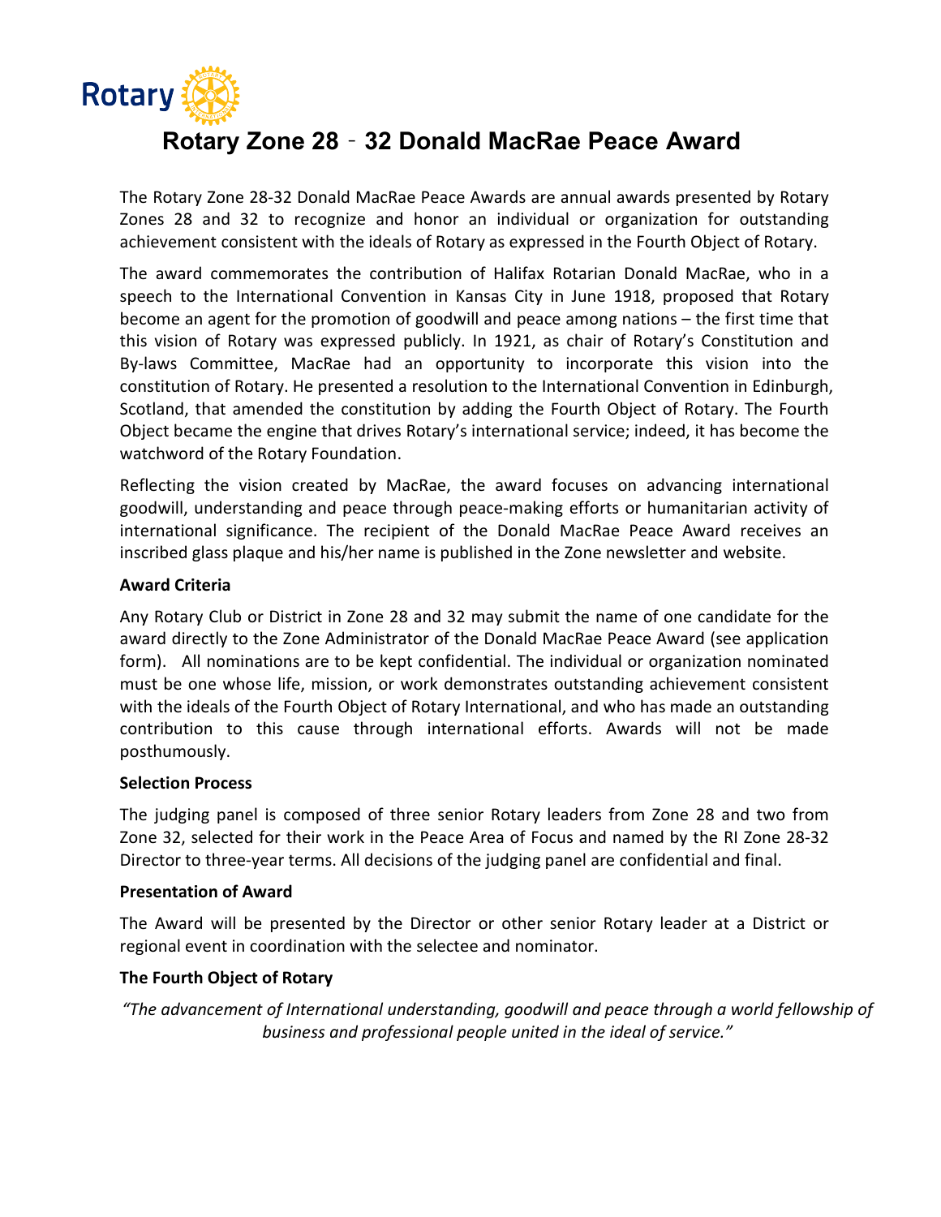# Rotary Zone 28 ‐ 32 Donald MacRae Peace Award

The Rotary Zone 28-32 Donald MacRae Peace Awards are annual awards presented by Rotary Zones 28 and 32 to recognize and honor an individual or organization for outstanding achievement consistent with the ideals of Rotary as expressed in the Fourth Object of Rotary.

The award commemorates the contribution of Halifax Rotarian Donald MacRae, who in a speech to the International Convention in Kansas City in June 1918, proposed that Rotary become an agent for the promotion of goodwill and peace among nations – the first time that this vision of Rotary was expressed publicly. In 1921, as chair of Rotary's Constitution and By-laws Committee, MacRae had an opportunity to incorporate this vision into the constitution of Rotary. He presented a resolution to the International Convention in Edinburgh, Scotland, that amended the constitution by adding the Fourth Object of Rotary. The Fourth Object became the engine that drives Rotary's international service; indeed, it has become the watchword of the Rotary Foundation.

Reflecting the vision created by MacRae, the award focuses on advancing international goodwill, understanding and peace through peace-making efforts or humanitarian activity of international significance. The recipient of the Donald MacRae Peace Award receives an inscribed glass plaque and his/her name is published in the Zone newsletter and website.

**Award Criteria**

Any Rotary Club or District in Zone 28 and 32 may submit the name of one candidate for the award directly to the Zone Administrator of the Donald MacRae Peace Award (see application form). All nominations are to be kept confidential. The individual or organization nominated must be one whose life, mission, or work demonstrates outstanding achievement consistent with the ideals of the Fourth Object of Rotary International, and who has made an outstanding contribution to this cause through international efforts. Awards will not be made posthumously.

**Selection Process**

The judging panel is composed of three senior Rotary leaders from Zone 28 and two from Zone 32, selected for their work in the Peace Area of Focus and named by the RI Zone 28-32 Director to three-year terms. All decisions of the judging panel are confidential and final.

**Presentation of Award**

The Award will be presented by the Director or other senior Rotary leader at a District or regional event in coordination with the selectee and nominator.

**The Fourth Object of Rotary**

*"The advancement of International understanding, goodwill and peace through a world fellowship of business and professional people united in the ideal of service."*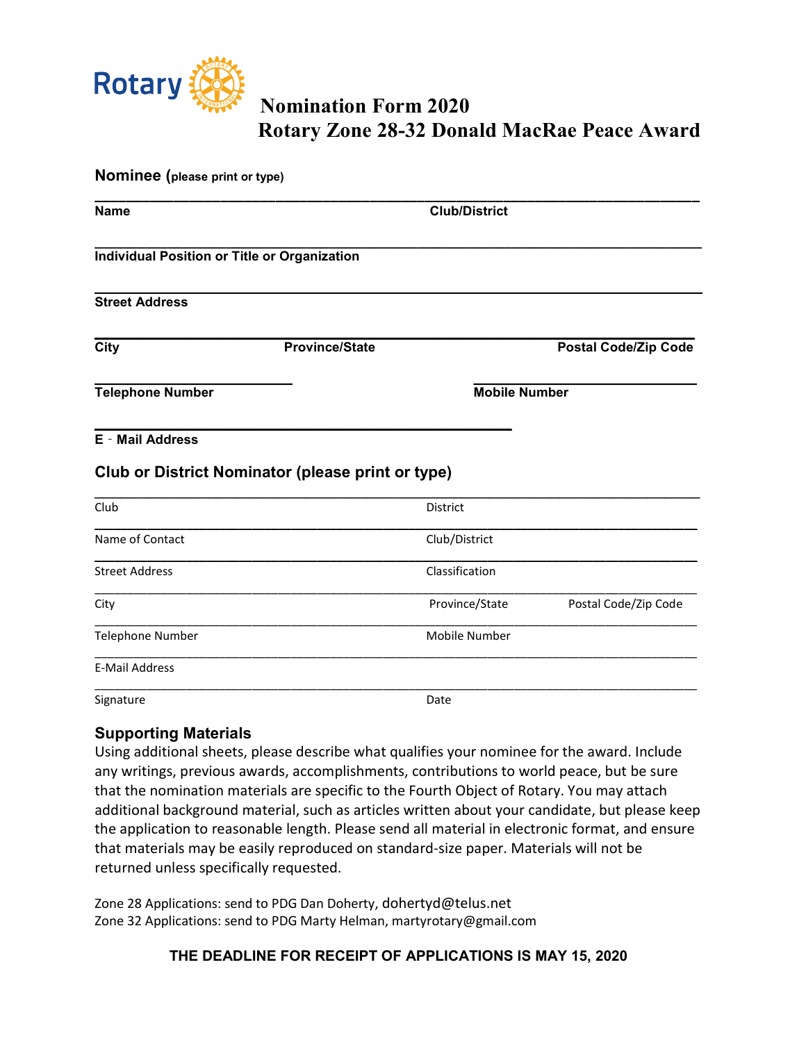Rotary

# Nomination Form 2020
# Rotary Zone 28-32 Donald MacRae Peace Award

## Nominee (please print or type)

**Name** ________________________ **Club/District** ________________________

**Individual Position or Title or Organization** ________________________

**Street Address** ________________________

**City** ____________ **Province/State** ____________ **Postal Code/Zip Code** ____________

**Telephone Number** ________________________ **Mobile Number** ________________________

**E - Mail Address** ________________________

## Club or District Nominator (please print or type)

Club ________________________ District ________________________

Name of Contact ________________________ Club/District ________________________

Street Address ________________________ Classification ________________________

City ____________ Province/State ____________ Postal Code/Zip Code ____________

Telephone Number ________________________ Mobile Number ________________________

E-Mail Address ________________________

Signature ________________________ Date ________________________

## Supporting Materials

Using additional sheets, please describe what qualifies your nominee for the award. Include any writings, previous awards, accomplishments, contributions to world peace, but be sure that the nomination materials are specific to the Fourth Object of Rotary. You may attach additional background material, such as articles written about your candidate, but please keep the application to reasonable length. Please send all material in electronic format, and ensure that materials may be easily reproduced on standard-size paper. Materials will not be returned unless specifically requested.

Zone 28 Applications: send to PDG Dan Doherty, dohertyd@telus.net
Zone 32 Applications: send to PDG Marty Helman, martyrotary@gmail.com

**THE DEADLINE FOR RECEIPT OF APPLICATIONS IS MAY 15, 2020**